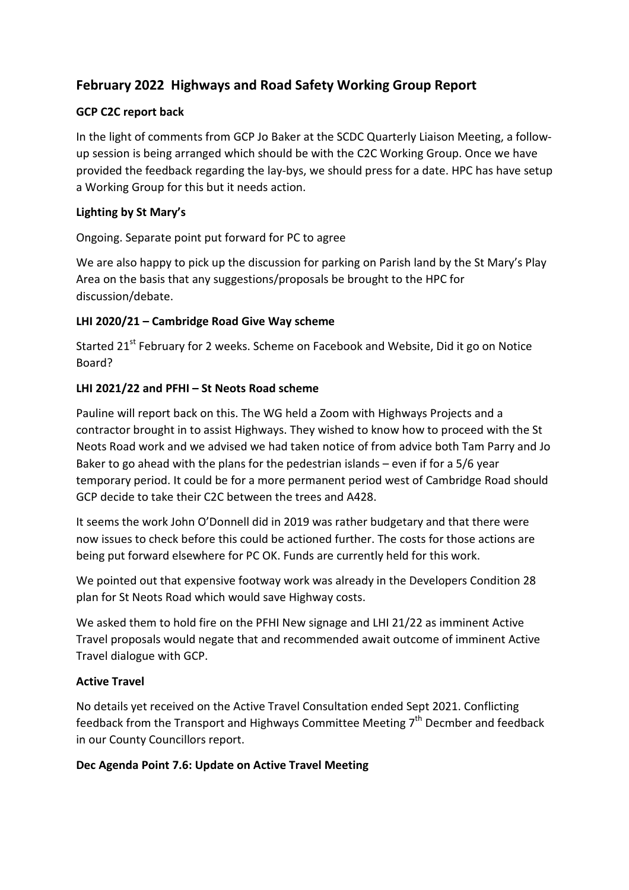## February 2022 Highways and Road Safety Working Group Report

### GCP C2C report back

In the light of comments from GCP Jo Baker at the SCDC Quarterly Liaison Meeting, a follow-up session is being arranged which should be with the C2C Working Group. Once we have provided the feedback regarding the lay-bys, we should press for a date. HPC has have setup a Working Group for this but it needs action.

### Lighting by St Mary's

Ongoing. Separate point put forward for PC to agree

We are also happy to pick up the discussion for parking on Parish land by the St Mary's Play Area on the basis that any suggestions/proposals be brought to the HPC for discussion/debate.

### LHI 2020/21 – Cambridge Road Give Way scheme

Started 21st February for 2 weeks. Scheme on Facebook and Website, Did it go on Notice Board?

### LHI 2021/22 and PFHI – St Neots Road scheme

Pauline will report back on this. The WG held a Zoom with Highways Projects and a contractor brought in to assist Highways. They wished to know how to proceed with the St Neots Road work and we advised we had taken notice of from advice both Tam Parry and Jo Baker to go ahead with the plans for the pedestrian islands – even if for a 5/6 year temporary period. It could be for a more permanent period west of Cambridge Road should GCP decide to take their C2C between the trees and A428.

It seems the work John O'Donnell did in 2019 was rather budgetary and that there were now issues to check before this could be actioned further. The costs for those actions are being put forward elsewhere for PC OK. Funds are currently held for this work.

We pointed out that expensive footway work was already in the Developers Condition 28 plan for St Neots Road which would save Highway costs.

We asked them to hold fire on the PFHI New signage and LHI 21/22 as imminent Active Travel proposals would negate that and recommended await outcome of imminent Active Travel dialogue with GCP.

### Active Travel

No details yet received on the Active Travel Consultation ended Sept 2021. Conflicting feedback from the Transport and Highways Committee Meeting 7th Decmber and feedback in our County Councillors report.

### Dec Agenda Point 7.6: Update on Active Travel Meeting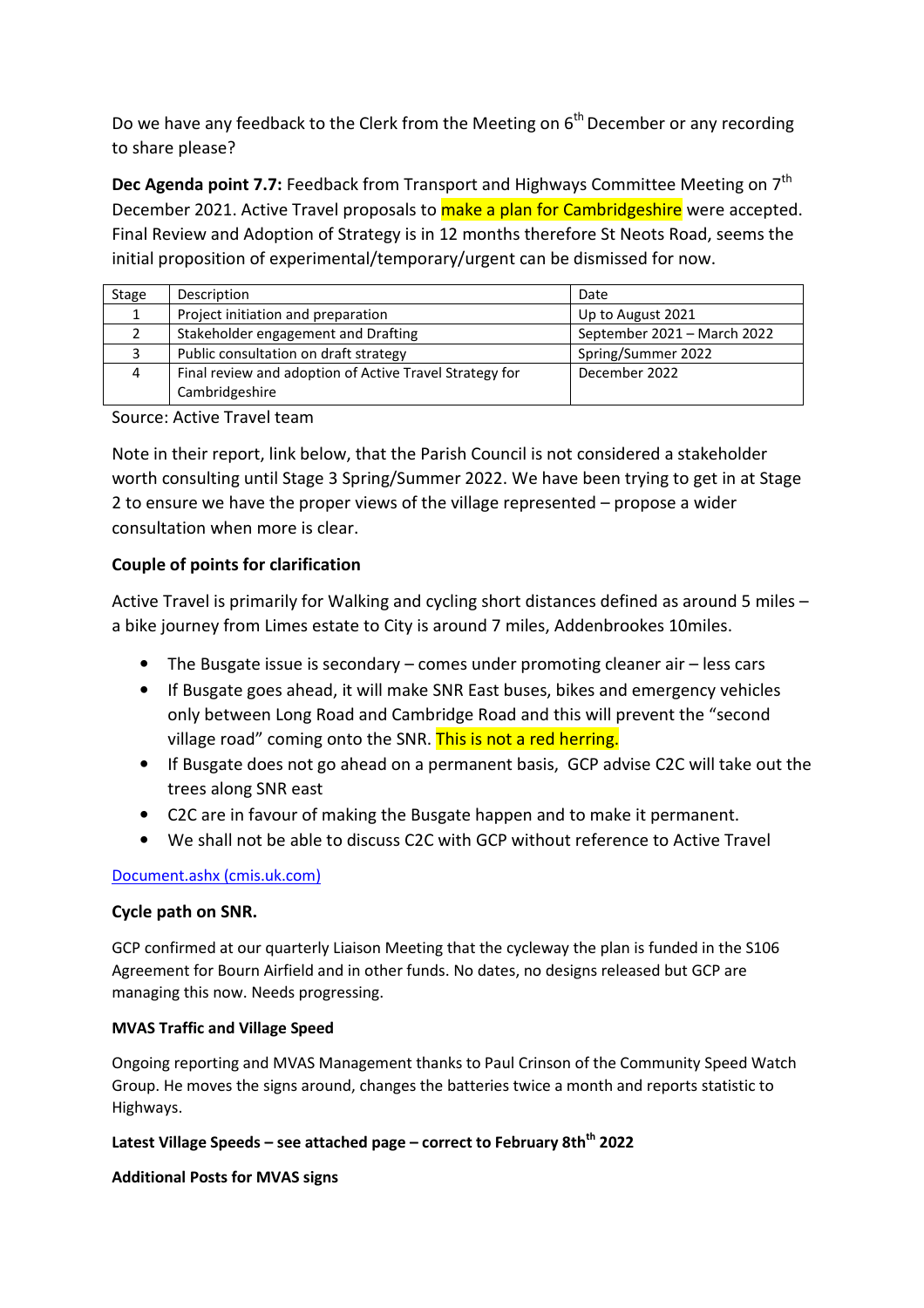Do we have any feedback to the Clerk from the Meeting on 6th December or any recording to share please?

**Dec Agenda point 7.7:** Feedback from Transport and Highways Committee Meeting on 7th December 2021. Active Travel proposals to make a plan for Cambridgeshire were accepted. Final Review and Adoption of Strategy is in 12 months therefore St Neots Road, seems the initial proposition of experimental/temporary/urgent can be dismissed for now.

| Stage | Description | Date |
|---|---|---|
| 1 | Project initiation and preparation | Up to August 2021 |
| 2 | Stakeholder engagement and Drafting | September 2021 – March 2022 |
| 3 | Public consultation on draft strategy | Spring/Summer 2022 |
| 4 | Final review and adoption of Active Travel Strategy for Cambridgeshire | December 2022 |

Source: Active Travel team

Note in their report, link below, that the Parish Council is not considered a stakeholder worth consulting until Stage 3 Spring/Summer 2022. We have been trying to get in at Stage 2 to ensure we have the proper views of the village represented – propose a wider consultation when more is clear.

**Couple of points for clarification**

Active Travel is primarily for Walking and cycling short distances defined as around 5 miles – a bike journey from Limes estate to City is around 7 miles, Addenbrookes 10miles.

- The Busgate issue is secondary – comes under promoting cleaner air – less cars
- If Busgate goes ahead, it will make SNR East buses, bikes and emergency vehicles only between Long Road and Cambridge Road and this will prevent the "second village road" coming onto the SNR. This is not a red herring.
- If Busgate does not go ahead on a permanent basis, GCP advise C2C will take out the trees along SNR east
- C2C are in favour of making the Busgate happen and to make it permanent.
- We shall not be able to discuss C2C with GCP without reference to Active Travel

Document.ashx (cmis.uk.com)

**Cycle path on SNR.**

GCP confirmed at our quarterly Liaison Meeting that the cycleway the plan is funded in the S106 Agreement for Bourn Airfield and in other funds. No dates, no designs released but GCP are managing this now. Needs progressing.

**MVAS Traffic and Village Speed**

Ongoing reporting and MVAS Management thanks to Paul Crinson of the Community Speed Watch Group. He moves the signs around, changes the batteries twice a month and reports statistic to Highways.

**Latest Village Speeds – see attached page – correct to February 8th 2022**

**Additional Posts for MVAS signs**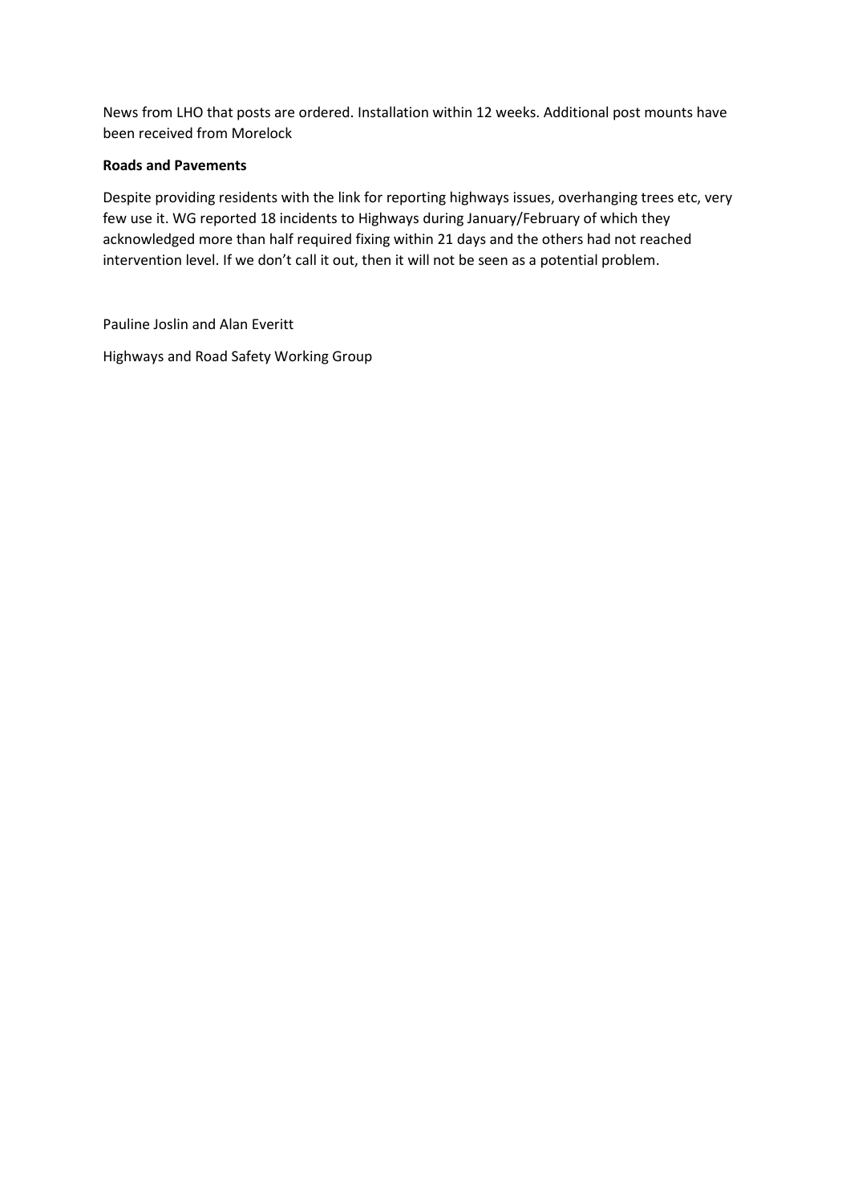News from LHO that posts are ordered. Installation within 12 weeks. Additional post mounts have been received from Morelock

**Roads and Pavements**

Despite providing residents with the link for reporting highways issues, overhanging trees etc, very few use it. WG reported 18 incidents to Highways during January/February of which they acknowledged more than half required fixing within 21 days and the others had not reached intervention level. If we don't call it out, then it will not be seen as a potential problem.

Pauline Joslin and Alan Everitt

Highways and Road Safety Working Group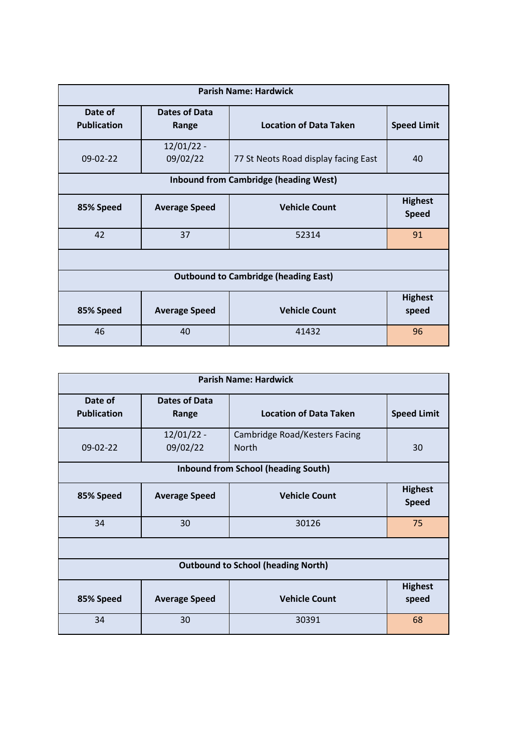| Parish Name: Hardwick | | | |
|---|---|---|---|
| **Date of Publication** | **Dates of Data Range** | **Location of Data Taken** | **Speed Limit** |
| 09-02-22 | 12/01/22 - 09/02/22 | 77 St Neots Road display facing East | 40 |
| **Inbound from Cambridge (heading West)** | | | |
| **85% Speed** | **Average Speed** | **Vehicle Count** | **Highest Speed** |
| 42 | 37 | 52314 | 91 |
| | | | |
| **Outbound to Cambridge (heading East)** | | | |
| **85% Speed** | **Average Speed** | **Vehicle Count** | **Highest speed** |
| 46 | 40 | 41432 | 96 |

| Parish Name: Hardwick | | | |
|---|---|---|---|
| **Date of Publication** | **Dates of Data Range** | **Location of Data Taken** | **Speed Limit** |
| 09-02-22 | 12/01/22 - 09/02/22 | Cambridge Road/Kesters Facing North | 30 |
| **Inbound from School (heading South)** | | | |
| **85% Speed** | **Average Speed** | **Vehicle Count** | **Highest Speed** |
| 34 | 30 | 30126 | 75 |
| | | | |
| **Outbound to School (heading North)** | | | |
| **85% Speed** | **Average Speed** | **Vehicle Count** | **Highest speed** |
| 34 | 30 | 30391 | 68 |